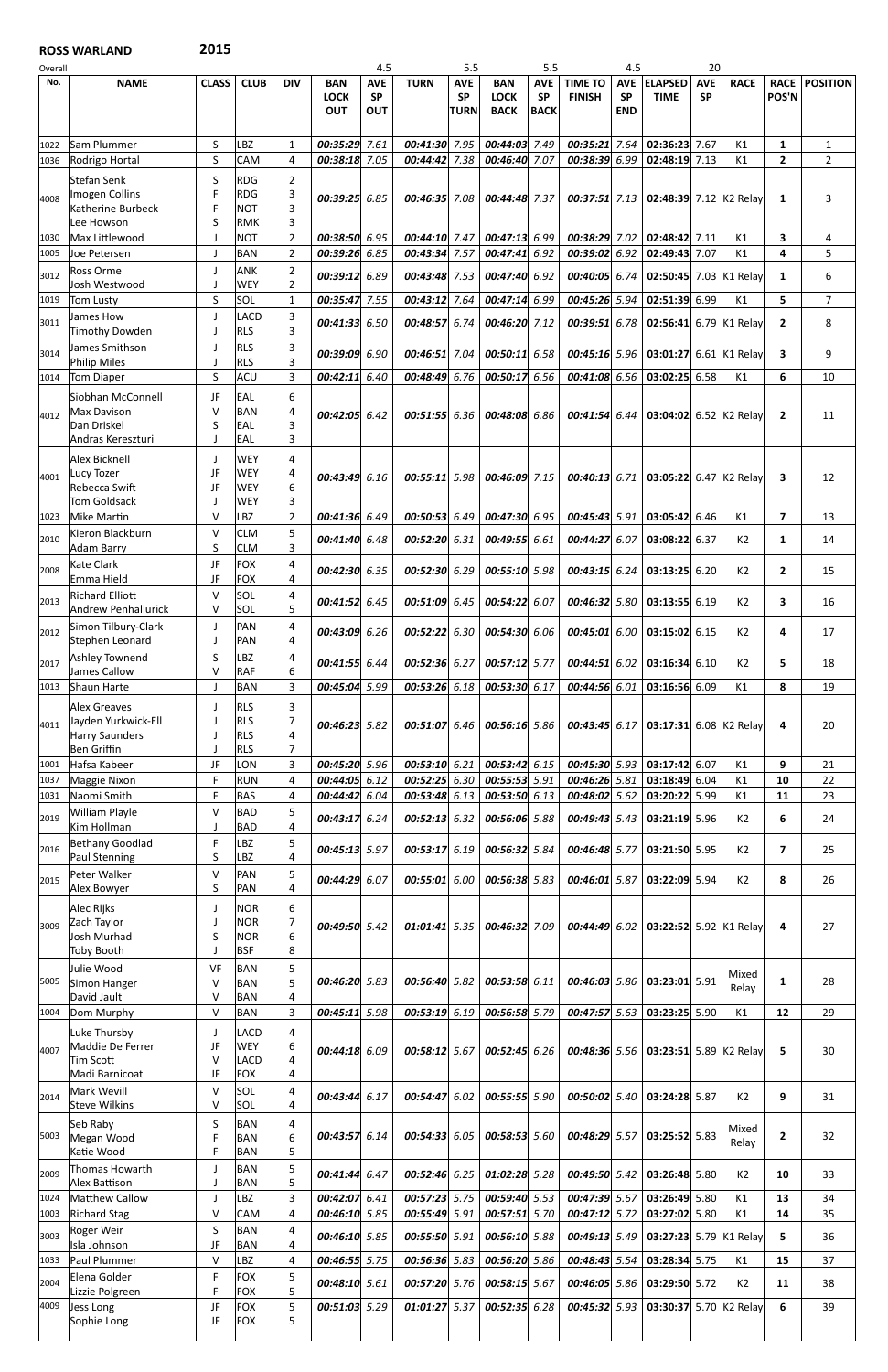# ROSS WARLAND 2015

| Overall No. | NAME | CLASS | CLUB | DIV | BAN LOCK OUT | AVE SP OUT (4.5) | TURN | AVE SP TURN (5.5) | BAN LOCK BACK | AVE SP BACK (5.5) | TIME TO FINISH | AVE SP END (4.5) | ELAPSED TIME | AVE SP (20) | RACE | RACE POS'N | POSITION |
|---|---|---|---|---|---|---|---|---|---|---|---|---|---|---|---|---|---|
| 1022 | Sam Plummer | S | LBZ | 1 | 00:35:29 | 7.61 | 00:41:30 | 7.95 | 00:44:03 | 7.49 | 00:35:21 | 7.64 | 02:36:23 | 7.67 | K1 | 1 | 1 |
| 1036 | Rodrigo Hortal | S | CAM | 4 | 00:38:18 | 7.05 | 00:44:42 | 7.38 | 00:46:40 | 7.07 | 00:38:39 | 6.99 | 02:48:19 | 7.13 | K1 | 2 | 2 |
| 4008 | Stefan Senk<br>Imogen Collins<br>Katherine Burbeck<br>Lee Howson | S<br>F<br>F<br>S | RDG<br>RDG<br>NOT<br>RMK | 2<br>3<br>3<br>3 | 00:39:25 | 6.85 | 00:46:35 | 7.08 | 00:44:48 | 7.37 | 00:37:51 | 7.13 | 02:48:39 | 7.12 | K2 Relay | 1 | 3 |
| 1030 | Max Littlewood | J | NOT | 2 | 00:38:50 | 6.95 | 00:44:10 | 7.47 | 00:47:13 | 6.99 | 00:38:29 | 7.02 | 02:48:42 | 7.11 | K1 | 3 | 4 |
| 1005 | Joe Petersen | J | BAN | 2 | 00:39:26 | 6.85 | 00:43:34 | 7.57 | 00:47:41 | 6.92 | 00:39:02 | 6.92 | 02:49:43 | 7.07 | K1 | 4 | 5 |
| 3012 | Ross Orme<br>Josh Westwood | J<br>J | ANK<br>WEY | 2<br>2 | 00:39:12 | 6.89 | 00:43:48 | 7.53 | 00:47:40 | 6.92 | 00:40:05 | 6.74 | 02:50:45 | 7.03 | K1 Relay | 1 | 6 |
| 1019 | Tom Lusty | S | SOL | 1 | 00:35:47 | 7.55 | 00:43:12 | 7.64 | 00:47:14 | 6.99 | 00:45:26 | 5.94 | 02:51:39 | 6.99 | K1 | 5 | 7 |
| 3011 | James How<br>Timothy Dowden | J<br>J | LACD<br>RLS | 3<br>3 | 00:41:33 | 6.50 | 00:48:57 | 6.74 | 00:46:20 | 7.12 | 00:39:51 | 6.78 | 02:56:41 | 6.79 | K1 Relay | 2 | 8 |
| 3014 | James Smithson<br>Philip Miles | J<br>J | RLS<br>RLS | 3<br>3 | 00:39:09 | 6.90 | 00:46:51 | 7.04 | 00:50:11 | 6.58 | 00:45:16 | 5.96 | 03:01:27 | 6.61 | K1 Relay | 3 | 9 |
| 1014 | Tom Diaper | S | ACU | 3 | 00:42:11 | 6.40 | 00:48:49 | 6.76 | 00:50:17 | 6.56 | 00:41:08 | 6.56 | 03:02:25 | 6.58 | K1 | 6 | 10 |
| 4012 | Siobhan McConnell<br>Max Davison<br>Dan Driskel<br>Andras Kereszturi | JF<br>V<br>S<br>J | EAL<br>BAN<br>EAL<br>EAL | 6<br>4<br>3<br>3 | 00:42:05 | 6.42 | 00:51:55 | 6.36 | 00:48:08 | 6.86 | 00:41:54 | 6.44 | 03:04:02 | 6.52 | K2 Relay | 2 | 11 |
| 4001 | Alex Bicknell<br>Lucy Tozer<br>Rebecca Swift<br>Tom Goldsack | J<br>JF<br>JF<br>J | WEY<br>WEY<br>WEY<br>WEY | 4<br>4<br>6<br>3 | 00:43:49 | 6.16 | 00:55:11 | 5.98 | 00:46:09 | 7.15 | 00:40:13 | 6.71 | 03:05:22 | 6.47 | K2 Relay | 3 | 12 |
| 1023 | Mike Martin | V | LBZ | 2 | 00:41:36 | 6.49 | 00:50:53 | 6.49 | 00:47:30 | 6.95 | 00:45:43 | 5.91 | 03:05:42 | 6.46 | K1 | 7 | 13 |
| 2010 | Kieron Blackburn<br>Adam Barry | V<br>S | CLM<br>CLM | 5<br>3 | 00:41:40 | 6.48 | 00:52:20 | 6.31 | 00:49:55 | 6.61 | 00:44:27 | 6.07 | 03:08:22 | 6.37 | K2 | 1 | 14 |
| 2008 | Kate Clark<br>Emma Hield | JF<br>JF | FOX<br>FOX | 4<br>4 | 00:42:30 | 6.35 | 00:52:30 | 6.29 | 00:55:10 | 5.98 | 00:43:15 | 6.24 | 03:13:25 | 6.20 | K2 | 2 | 15 |
| 2013 | Richard Elliott<br>Andrew Penhallurick | V<br>V | SOL<br>SOL | 4<br>5 | 00:41:52 | 6.45 | 00:51:09 | 6.45 | 00:54:22 | 6.07 | 00:46:32 | 5.80 | 03:13:55 | 6.19 | K2 | 3 | 16 |
| 2012 | Simon Tilbury-Clark<br>Stephen Leonard | J<br>J | PAN<br>PAN | 4<br>4 | 00:43:09 | 6.26 | 00:52:22 | 6.30 | 00:54:30 | 6.06 | 00:45:01 | 6.00 | 03:15:02 | 6.15 | K2 | 4 | 17 |
| 2017 | Ashley Townend<br>James Callow | S<br>V | LBZ<br>RAF | 4<br>6 | 00:41:55 | 6.44 | 00:52:36 | 6.27 | 00:57:12 | 5.77 | 00:44:51 | 6.02 | 03:16:34 | 6.10 | K2 | 5 | 18 |
| 1013 | Shaun Harte | J | BAN | 3 | 00:45:04 | 5.99 | 00:53:26 | 6.18 | 00:53:30 | 6.17 | 00:44:56 | 6.01 | 03:16:56 | 6.09 | K1 | 8 | 19 |
| 4011 | Alex Greaves<br>Jayden Yurkwick-Ell<br>Harry Saunders<br>Ben Griffin | J<br>J<br>J<br>J | RLS<br>RLS<br>RLS<br>RLS | 3<br>7<br>4<br>7 | 00:46:23 | 5.82 | 00:51:07 | 6.46 | 00:56:16 | 5.86 | 00:43:45 | 6.17 | 03:17:31 | 6.08 | K2 Relay | 4 | 20 |
| 1001 | Hafsa Kabeer | JF | LON | 3 | 00:45:20 | 5.96 | 00:53:10 | 6.21 | 00:53:42 | 6.15 | 00:45:30 | 5.93 | 03:17:42 | 6.07 | K1 | 9 | 21 |
| 1037 | Maggie Nixon | F | RUN | 4 | 00:44:05 | 6.12 | 00:52:25 | 6.30 | 00:55:53 | 5.91 | 00:46:26 | 5.81 | 03:18:49 | 6.04 | K1 | 10 | 22 |
| 1031 | Naomi Smith | F | BAS | 4 | 00:44:42 | 6.04 | 00:53:48 | 6.13 | 00:53:50 | 6.13 | 00:48:02 | 5.62 | 03:20:22 | 5.99 | K1 | 11 | 23 |
| 2019 | William Playle<br>Kim Hollman | V<br>J | BAD<br>BAD | 5<br>4 | 00:43:17 | 6.24 | 00:52:13 | 6.32 | 00:56:06 | 5.88 | 00:49:43 | 5.43 | 03:21:19 | 5.96 | K2 | 6 | 24 |
| 2016 | Bethany Goodlad<br>Paul Stenning | F<br>S | LBZ<br>LBZ | 5<br>4 | 00:45:13 | 5.97 | 00:53:17 | 6.19 | 00:56:32 | 5.84 | 00:46:48 | 5.77 | 03:21:50 | 5.95 | K2 | 7 | 25 |
| 2015 | Peter Walker<br>Alex Bowyer | V<br>S | PAN<br>PAN | 5<br>4 | 00:44:29 | 6.07 | 00:55:01 | 6.00 | 00:56:38 | 5.83 | 00:46:01 | 5.87 | 03:22:09 | 5.94 | K2 | 8 | 26 |
| 3009 | Alec Rijks<br>Zach Taylor<br>Josh Murhad<br>Toby Booth | J<br>J<br>S<br>J | NOR<br>NOR<br>NOR<br>BSF | 6<br>7<br>6<br>8 | 00:49:50 | 5.42 | 01:01:41 | 5.35 | 00:46:32 | 7.09 | 00:44:49 | 6.02 | 03:22:52 | 5.92 | K1 Relay | 4 | 27 |
| 5005 | Julie Wood<br>Simon Hanger<br>David Jault | VF<br>V<br>V | BAN<br>BAN<br>BAN | 5<br>5<br>4 | 00:46:20 | 5.83 | 00:56:40 | 5.82 | 00:53:58 | 6.11 | 00:46:03 | 5.86 | 03:23:01 | 5.91 | Mixed Relay | 1 | 28 |
| 1004 | Dom Murphy | V | BAN | 3 | 00:45:11 | 5.98 | 00:53:19 | 6.19 | 00:56:58 | 5.79 | 00:47:57 | 5.63 | 03:23:25 | 5.90 | K1 | 12 | 29 |
| 4007 | Luke Thursby<br>Maddie De Ferrer<br>Tim Scott<br>Madi Barnicoat | J<br>JF<br>V<br>JF | LACD<br>WEY<br>LACD<br>FOX | 4<br>6<br>4<br>4 | 00:44:18 | 6.09 | 00:58:12 | 5.67 | 00:52:45 | 6.26 | 00:48:36 | 5.56 | 03:23:51 | 5.89 | K2 Relay | 5 | 30 |
| 2014 | Mark Wevill<br>Steve Wilkins | V<br>V | SOL<br>SOL | 4<br>4 | 00:43:44 | 6.17 | 00:54:47 | 6.02 | 00:55:55 | 5.90 | 00:50:02 | 5.40 | 03:24:28 | 5.87 | K2 | 9 | 31 |
| 5003 | Seb Raby<br>Megan Wood<br>Katie Wood | S<br>F<br>F | BAN<br>BAN<br>BAN | 4<br>6<br>5 | 00:43:57 | 6.14 | 00:54:33 | 6.05 | 00:58:53 | 5.60 | 00:48:29 | 5.57 | 03:25:52 | 5.83 | Mixed Relay | 2 | 32 |
| 2009 | Thomas Howarth<br>Alex Battison | J<br>J | BAN<br>BAN | 5<br>5 | 00:41:44 | 6.47 | 00:52:46 | 6.25 | 01:02:28 | 5.28 | 00:49:50 | 5.42 | 03:26:48 | 5.80 | K2 | 10 | 33 |
| 1024 | Matthew Callow | J | LBZ | 3 | 00:42:07 | 6.41 | 00:57:23 | 5.75 | 00:59:40 | 5.53 | 00:47:39 | 5.67 | 03:26:49 | 5.80 | K1 | 13 | 34 |
| 1003 | Richard Stag | V | CAM | 4 | 00:46:10 | 5.85 | 00:55:49 | 5.91 | 00:57:51 | 5.70 | 00:47:12 | 5.72 | 03:27:02 | 5.80 | K1 | 14 | 35 |
| 3003 | Roger Weir<br>Isla Johnson | S<br>JF | BAN<br>BAN | 4<br>4 | 00:46:10 | 5.85 | 00:55:50 | 5.91 | 00:56:10 | 5.88 | 00:49:13 | 5.49 | 03:27:23 | 5.79 | K1 Relay | 5 | 36 |
| 1033 | Paul Plummer | V | LBZ | 4 | 00:46:55 | 5.75 | 00:56:36 | 5.83 | 00:56:20 | 5.86 | 00:48:43 | 5.54 | 03:28:34 | 5.75 | K1 | 15 | 37 |
| 2004 | Elena Golder<br>Lizzie Polgreen | F<br>F | FOX<br>FOX | 5<br>5 | 00:48:10 | 5.61 | 00:57:20 | 5.76 | 00:58:15 | 5.67 | 00:46:05 | 5.86 | 03:29:50 | 5.72 | K2 | 11 | 38 |
| 4009 | Jess Long<br>Sophie Long | JF<br>JF | FOX<br>FOX | 5<br>5 | 00:51:03 | 5.29 | 01:01:27 | 5.37 | 00:52:35 | 6.28 | 00:45:32 | 5.93 | 03:30:37 | 5.70 | K2 Relay | 6 | 39 |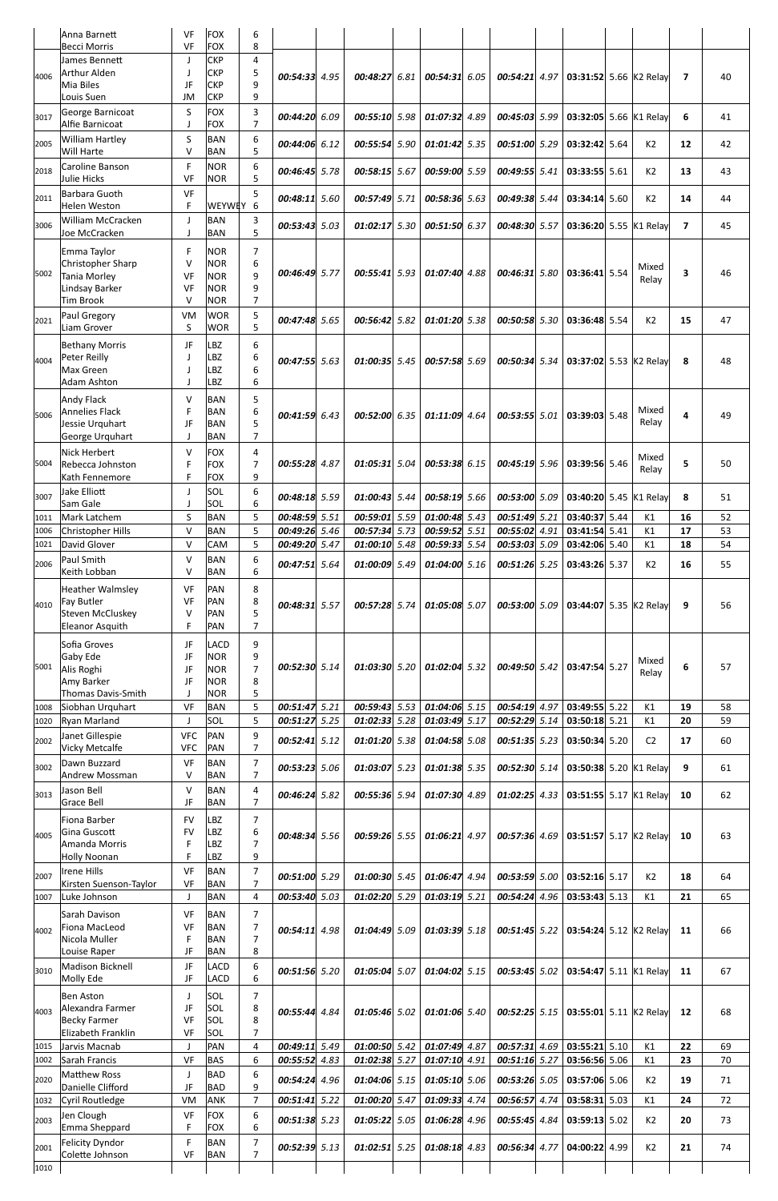| | Anna Barnett<br>Becci Morris | VF<br>VF | FOX<br>FOX | 6<br>8 | | | | | | | | | | | | | |
|---|---|---|---|---|---|---|---|---|---|---|---|---|---|---|---|---|---|
| 4006 | James Bennett<br>Arthur Alden<br>Mia Biles<br>Louis Suen | J<br>J<br>JF<br>JM | CKP<br>CKP<br>CKP<br>CKP | 4<br>5<br>9<br>9 | 00:54:33 | 4.95 | 00:48:27 | 6.81 | 00:54:31 | 6.05 | 00:54:21 | 4.97 | 03:31:52 | 5.66 | K2 Relay | 7 | 40 |
| 3017 | George Barnicoat<br>Alfie Barnicoat | S<br>J | FOX<br>FOX | 3<br>7 | 00:44:20 | 6.09 | 00:55:10 | 5.98 | 01:07:32 | 4.89 | 00:45:03 | 5.99 | 03:32:05 | 5.66 | K1 Relay | 6 | 41 |
| 2005 | William Hartley<br>Will Harte | S<br>V | BAN<br>BAN | 6<br>5 | 00:44:06 | 6.12 | 00:55:54 | 5.90 | 01:01:42 | 5.35 | 00:51:00 | 5.29 | 03:32:42 | 5.64 | K2 | 12 | 42 |
| 2018 | Caroline Banson<br>Julie Hicks | F<br>VF | NOR<br>NOR | 6<br>5 | 00:46:45 | 5.78 | 00:58:15 | 5.67 | 00:59:00 | 5.59 | 00:49:55 | 5.41 | 03:33:55 | 5.61 | K2 | 13 | 43 |
| 2011 | Barbara Guoth<br>Helen Weston | VF<br>F | <br>WEYWEY | 5<br>6 | 00:48:11 | 5.60 | 00:57:49 | 5.71 | 00:58:36 | 5.63 | 00:49:38 | 5.44 | 03:34:14 | 5.60 | K2 | 14 | 44 |
| 3006 | William McCracken<br>Joe McCracken | J<br>J | BAN<br>BAN | 3<br>5 | 00:53:43 | 5.03 | 01:02:17 | 5.30 | 00:51:50 | 6.37 | 00:48:30 | 5.57 | 03:36:20 | 5.55 | K1 Relay | 7 | 45 |
| 5002 | Emma Taylor<br>Christopher Sharp<br>Tania Morley<br>Lindsay Barker<br>Tim Brook | F<br>V<br>VF<br>VF<br>V | NOR<br>NOR<br>NOR<br>NOR<br>NOR | 7<br>6<br>9<br>9<br>7 | 00:46:49 | 5.77 | 00:55:41 | 5.93 | 01:07:40 | 4.88 | 00:46:31 | 5.80 | 03:36:41 | 5.54 | Mixed Relay | 3 | 46 |
| 2021 | Paul Gregory<br>Liam Grover | VM<br>S | WOR<br>WOR | 5<br>5 | 00:47:48 | 5.65 | 00:56:42 | 5.82 | 01:01:20 | 5.38 | 00:50:58 | 5.30 | 03:36:48 | 5.54 | K2 | 15 | 47 |
| 4004 | Bethany Morris<br>Peter Reilly<br>Max Green<br>Adam Ashton | JF<br>J<br>J<br>J | LBZ<br>LBZ<br>LBZ<br>LBZ | 6<br>6<br>6<br>6 | 00:47:55 | 5.63 | 01:00:35 | 5.45 | 00:57:58 | 5.69 | 00:50:34 | 5.34 | 03:37:02 | 5.53 | K2 Relay | 8 | 48 |
| 5006 | Andy Flack<br>Annelies Flack<br>Jessie Urquhart<br>George Urquhart | V<br>F<br>JF<br>J | BAN<br>BAN<br>BAN<br>BAN | 5<br>6<br>5<br>7 | 00:41:59 | 6.43 | 00:52:00 | 6.35 | 01:11:09 | 4.64 | 00:53:55 | 5.01 | 03:39:03 | 5.48 | Mixed Relay | 4 | 49 |
| 5004 | Nick Herbert<br>Rebecca Johnston<br>Kath Fennemore | V<br>F<br>F | FOX<br>FOX<br>FOX | 4<br>7<br>9 | 00:55:28 | 4.87 | 01:05:31 | 5.04 | 00:53:38 | 6.15 | 00:45:19 | 5.96 | 03:39:56 | 5.46 | Mixed Relay | 5 | 50 |
| 3007 | Jake Elliott<br>Sam Gale | J<br>J | SOL<br>SOL | 6<br>6 | 00:48:18 | 5.59 | 01:00:43 | 5.44 | 00:58:19 | 5.66 | 00:53:00 | 5.09 | 03:40:20 | 5.45 | K1 Relay | 8 | 51 |
| 1011 | Mark Latchem | S | BAN | 5 | 00:48:59 | 5.51 | 00:59:01 | 5.59 | 01:00:48 | 5.43 | 00:51:49 | 5.21 | 03:40:37 | 5.44 | K1 | 16 | 52 |
| 1006 | Christopher Hills | V | BAN | 5 | 00:49:26 | 5.46 | 00:57:34 | 5.73 | 00:59:52 | 5.51 | 00:55:02 | 4.91 | 03:41:54 | 5.41 | K1 | 17 | 53 |
| 1021 | David Glover | V | CAM | 5 | 00:49:20 | 5.47 | 01:00:10 | 5.48 | 00:59:33 | 5.54 | 00:53:03 | 5.09 | 03:42:06 | 5.40 | K1 | 18 | 54 |
| 2006 | Paul Smith<br>Keith Lobban | V<br>V | BAN<br>BAN | 6<br>6 | 00:47:51 | 5.64 | 01:00:09 | 5.49 | 01:04:00 | 5.16 | 00:51:26 | 5.25 | 03:43:26 | 5.37 | K2 | 16 | 55 |
| 4010 | Heather Walmsley<br>Fay Butler<br>Steven McCluskey<br>Eleanor Asquith | VF<br>VF<br>V<br>F | PAN<br>PAN<br>PAN<br>PAN | 8<br>8<br>5<br>7 | 00:48:31 | 5.57 | 00:57:28 | 5.74 | 01:05:08 | 5.07 | 00:53:00 | 5.09 | 03:44:07 | 5.35 | K2 Relay | 9 | 56 |
| 5001 | Sofia Groves<br>Gaby Ede<br>Alis Roghi<br>Amy Barker<br>Thomas Davis-Smith | JF<br>JF<br>JF<br>JF<br>J | LACD<br>NOR<br>NOR<br>NOR<br>NOR | 9<br>9<br>7<br>8<br>5 | 00:52:30 | 5.14 | 01:03:30 | 5.20 | 01:02:04 | 5.32 | 00:49:50 | 5.42 | 03:47:54 | 5.27 | Mixed Relay | 6 | 57 |
| 1008 | Siobhan Urquhart | VF | BAN | 5 | 00:51:47 | 5.21 | 00:59:43 | 5.53 | 01:04:06 | 5.15 | 00:54:19 | 4.97 | 03:49:55 | 5.22 | K1 | 19 | 58 |
| 1020 | Ryan Marland | J | SOL | 5 | 00:51:27 | 5.25 | 01:02:33 | 5.28 | 01:03:49 | 5.17 | 00:52:29 | 5.14 | 03:50:18 | 5.21 | K1 | 20 | 59 |
| 2002 | Janet Gillespie<br>Vicky Metcalfe | VFC<br>VFC | PAN<br>PAN | 9<br>7 | 00:52:41 | 5.12 | 01:01:20 | 5.38 | 01:04:58 | 5.08 | 00:51:35 | 5.23 | 03:50:34 | 5.20 | C2 | 17 | 60 |
| 3002 | Dawn Buzzard<br>Andrew Mossman | VF<br>V | BAN<br>BAN | 7<br>7 | 00:53:23 | 5.06 | 01:03:07 | 5.23 | 01:01:38 | 5.35 | 00:52:30 | 5.14 | 03:50:38 | 5.20 | K1 Relay | 9 | 61 |
| 3013 | Jason Bell<br>Grace Bell | V<br>JF | BAN<br>BAN | 4<br>7 | 00:46:24 | 5.82 | 00:55:36 | 5.94 | 01:07:30 | 4.89 | 01:02:25 | 4.33 | 03:51:55 | 5.17 | K1 Relay | 10 | 62 |
| 4005 | Fiona Barber<br>Gina Guscott<br>Amanda Morris<br>Holly Noonan | FV<br>FV<br>F<br>F | LBZ<br>LBZ<br>LBZ<br>LBZ | 7<br>6<br>7<br>9 | 00:48:34 | 5.56 | 00:59:26 | 5.55 | 01:06:21 | 4.97 | 00:57:36 | 4.69 | 03:51:57 | 5.17 | K2 Relay | 10 | 63 |
| 2007 | Irene Hills<br>Kirsten Suenson-Taylor | VF<br>VF | BAN<br>BAN | 7<br>7 | 00:51:00 | 5.29 | 01:00:30 | 5.45 | 01:06:47 | 4.94 | 00:53:59 | 5.00 | 03:52:16 | 5.17 | K2 | 18 | 64 |
| 1007 | Luke Johnson | J | BAN | 4 | 00:53:40 | 5.03 | 01:02:20 | 5.29 | 01:03:19 | 5.21 | 00:54:24 | 4.96 | 03:53:43 | 5.13 | K1 | 21 | 65 |
| 4002 | Sarah Davison<br>Fiona MacLeod<br>Nicola Muller<br>Louise Raper | VF<br>VF<br>F<br>JF | BAN<br>BAN<br>BAN<br>BAN | 7<br>7<br>7<br>8 | 00:54:11 | 4.98 | 01:04:49 | 5.09 | 01:03:39 | 5.18 | 00:51:45 | 5.22 | 03:54:24 | 5.12 | K2 Relay | 11 | 66 |
| 3010 | Madison Bicknell<br>Molly Ede | JF<br>JF | LACD<br>LACD | 6<br>6 | 00:51:56 | 5.20 | 01:05:04 | 5.07 | 01:04:02 | 5.15 | 00:53:45 | 5.02 | 03:54:47 | 5.11 | K1 Relay | 11 | 67 |
| 4003 | Ben Aston<br>Alexandra Farmer<br>Becky Farmer<br>Elizabeth Franklin | J<br>JF<br>VF<br>VF | SOL<br>SOL<br>SOL<br>SOL | 7<br>8<br>8<br>7 | 00:55:44 | 4.84 | 01:05:46 | 5.02 | 01:01:06 | 5.40 | 00:52:25 | 5.15 | 03:55:01 | 5.11 | K2 Relay | 12 | 68 |
| 1015 | Jarvis Macnab | J | PAN | 4 | 00:49:11 | 5.49 | 01:00:50 | 5.42 | 01:07:49 | 4.87 | 00:57:31 | 4.69 | 03:55:21 | 5.10 | K1 | 22 | 69 |
| 1002 | Sarah Francis | VF | BAS | 6 | 00:55:52 | 4.83 | 01:02:38 | 5.27 | 01:07:10 | 4.91 | 00:51:16 | 5.27 | 03:56:56 | 5.06 | K1 | 23 | 70 |
| 2020 | Matthew Ross<br>Danielle Clifford | J<br>JF | BAD<br>BAD | 6<br>9 | 00:54:24 | 4.96 | 01:04:06 | 5.15 | 01:05:10 | 5.06 | 00:53:26 | 5.05 | 03:57:06 | 5.06 | K2 | 19 | 71 |
| 1032 | Cyril Routledge | VM | ANK | 7 | 00:51:41 | 5.22 | 01:00:20 | 5.47 | 01:09:33 | 4.74 | 00:56:57 | 4.74 | 03:58:31 | 5.03 | K1 | 24 | 72 |
| 2003 | Jen Clough<br>Emma Sheppard | VF<br>F | FOX<br>FOX | 6<br>6 | 00:51:38 | 5.23 | 01:05:22 | 5.05 | 01:06:28 | 4.96 | 00:55:45 | 4.84 | 03:59:13 | 5.02 | K2 | 20 | 73 |
| 2001 | Felicity Dyndor<br>Colette Johnson | F<br>VF | BAN<br>BAN | 7<br>7 | 00:52:39 | 5.13 | 01:02:51 | 5.25 | 01:08:18 | 4.83 | 00:56:34 | 4.77 | 04:00:22 | 4.99 | K2 | 21 | 74 |
| 1010 | | | | | | | | | | | | | | | | | |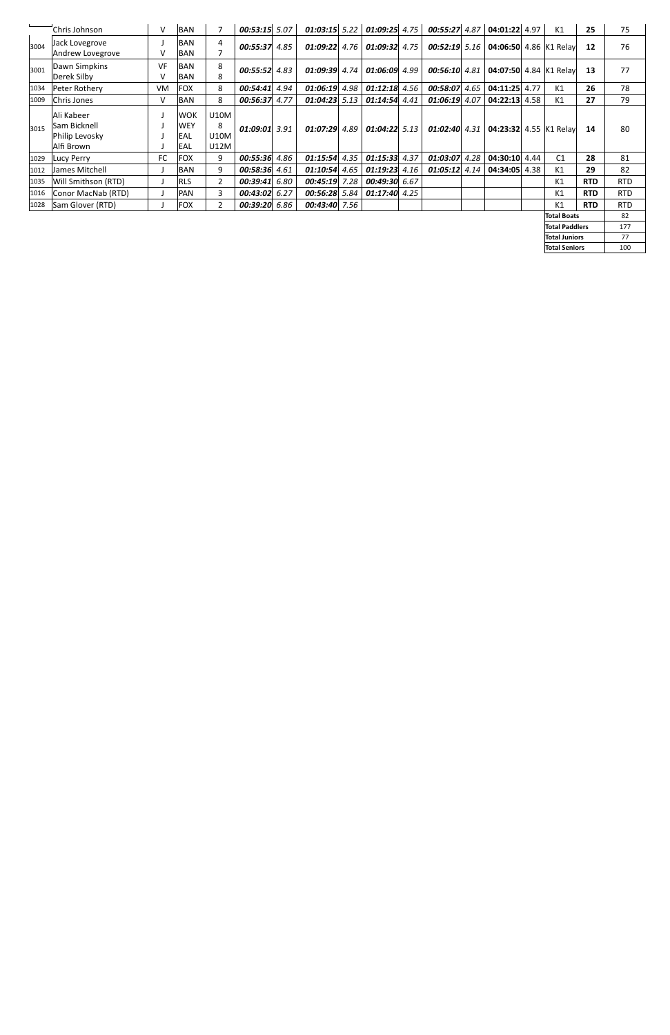| | | | | | | | | | | | | | | | | | |
|---|---|---|---|---|---|---|---|---|---|---|---|---|---|---|---|---|---|
| | Chris Johnson | V | BAN | 7 | 00:53:15 | 5.07 | 01:03:15 | 5.22 | 01:09:25 | 4.75 | 00:55:27 | 4.87 | 04:01:22 | 4.97 | K1 | 25 | 75 |
| 3004 | Jack Lovegrove<br>Andrew Lovegrove | J<br>V | BAN<br>BAN | 4<br>7 | 00:55:37 | 4.85 | 01:09:22 | 4.76 | 01:09:32 | 4.75 | 00:52:19 | 5.16 | 04:06:50 | 4.86 | K1 Relay | 12 | 76 |
| 3001 | Dawn Simpkins<br>Derek Silby | VF<br>V | BAN<br>BAN | 8<br>8 | 00:55:52 | 4.83 | 01:09:39 | 4.74 | 01:06:09 | 4.99 | 00:56:10 | 4.81 | 04:07:50 | 4.84 | K1 Relay | 13 | 77 |
| 1034 | Peter Rothery | VM | FOX | 8 | 00:54:41 | 4.94 | 01:06:19 | 4.98 | 01:12:18 | 4.56 | 00:58:07 | 4.65 | 04:11:25 | 4.77 | K1 | 26 | 78 |
| 1009 | Chris Jones | V | BAN | 8 | 00:56:37 | 4.77 | 01:04:23 | 5.13 | 01:14:54 | 4.41 | 01:06:19 | 4.07 | 04:22:13 | 4.58 | K1 | 27 | 79 |
| 3015 | Ali Kabeer<br>Sam Bicknell<br>Philip Levosky<br>Alfi Brown | J<br>J<br>J<br>J | WOK<br>WEY<br>EAL<br>EAL | U10M<br>8<br>U10M<br>U12M | 01:09:01 | 3.91 | 01:07:29 | 4.89 | 01:04:22 | 5.13 | 01:02:40 | 4.31 | 04:23:32 | 4.55 | K1 Relay | 14 | 80 |
| 1029 | Lucy Perry | FC | FOX | 9 | 00:55:36 | 4.86 | 01:15:54 | 4.35 | 01:15:33 | 4.37 | 01:03:07 | 4.28 | 04:30:10 | 4.44 | C1 | 28 | 81 |
| 1012 | James Mitchell | J | BAN | 9 | 00:58:36 | 4.61 | 01:10:54 | 4.65 | 01:19:23 | 4.16 | 01:05:12 | 4.14 | 04:34:05 | 4.38 | K1 | 29 | 82 |
| 1035 | Will Smithson (RTD) | J | RLS | 2 | 00:39:41 | 6.80 | 00:45:19 | 7.28 | 00:49:30 | 6.67 | | | | | K1 | RTD | RTD |
| 1016 | Conor MacNab (RTD) | J | PAN | 3 | 00:43:02 | 6.27 | 00:56:28 | 5.84 | 01:17:40 | 4.25 | | | | | K1 | RTD | RTD |
| 1028 | Sam Glover (RTD) | J | FOX | 2 | 00:39:20 | 6.86 | 00:43:40 | 7.56 | | | | | | | K1 | RTD | RTD |

| | |
|---|---|
| Total Boats | 82 |
| Total Paddlers | 177 |
| Total Juniors | 77 |
| Total Seniors | 100 |